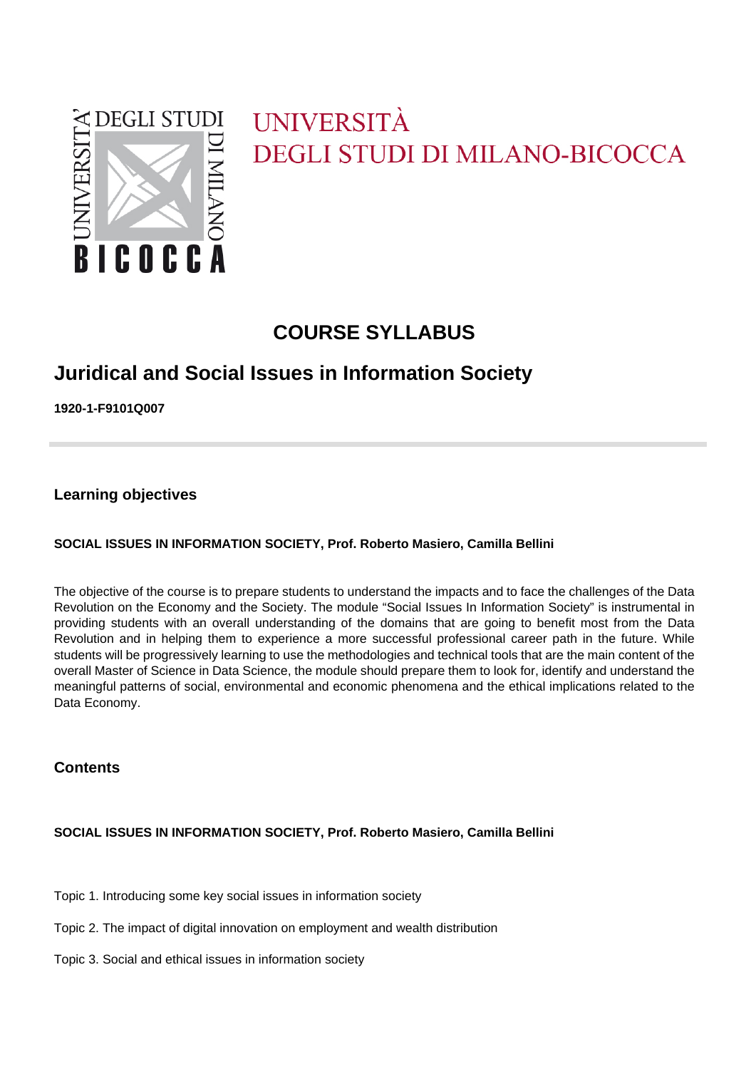UNIVERSITÀ
DEGLI STUDI DI MILANO-BICOCCA

# COURSE SYLLABUS

## Juridical and Social Issues in Information Society

**1920-1-F9101Q007**

### Learning objectives

**SOCIAL ISSUES IN INFORMATION SOCIETY, Prof. Roberto Masiero, Camilla Bellini**

The objective of the course is to prepare students to understand the impacts and to face the challenges of the Data Revolution on the Economy and the Society. The module "Social Issues In Information Society" is instrumental in providing students with an overall understanding of the domains that are going to benefit most from the Data Revolution and in helping them to experience a more successful professional career path in the future. While students will be progressively learning to use the methodologies and technical tools that are the main content of the overall Master of Science in Data Science, the module should prepare them to look for, identify and understand the meaningful patterns of social, environmental and economic phenomena and the ethical implications related to the Data Economy.

### Contents

**SOCIAL ISSUES IN INFORMATION SOCIETY, Prof. Roberto Masiero, Camilla Bellini**

Topic 1. Introducing some key social issues in information society

Topic 2. The impact of digital innovation on employment and wealth distribution

Topic 3. Social and ethical issues in information society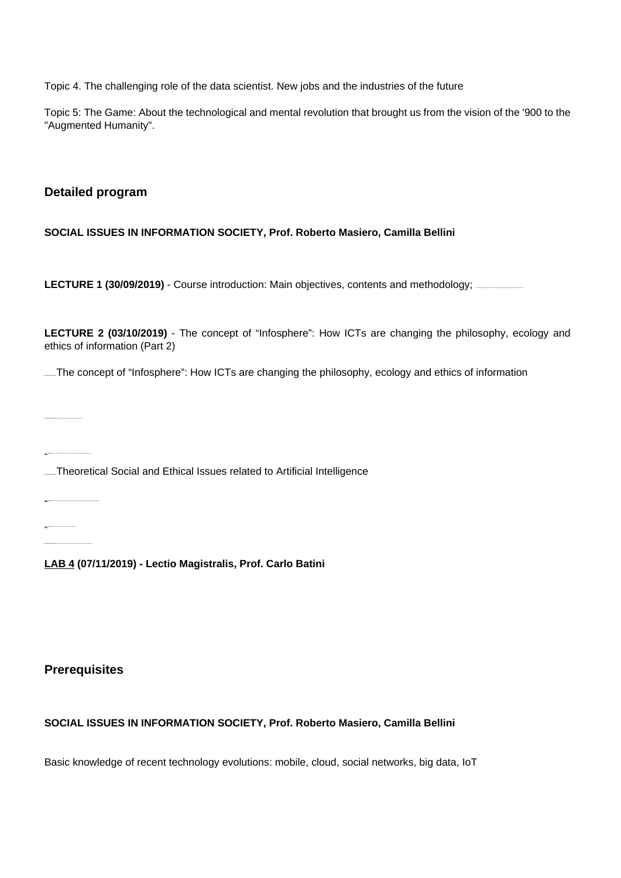Topic 4. The challenging role of the data scientist. New jobs and the industries of the future

Topic 5: The Game: About the technological and mental revolution that brought us from the vision of the '900 to the "Augmented Humanity".

## Detailed program

**SOCIAL ISSUES IN INFORMATION SOCIETY, Prof. Roberto Masiero, Camilla Bellini**

**LECTURE 1 (30/09/2019)** - Course introduction: Main objectives, contents and methodology;

**LECTURE 2 (03/10/2019)** - The concept of "Infosphere": How ICTs are changing the philosophy, ecology and ethics of information (Part 2)

The concept of "Infosphere": How ICTs are changing the philosophy, ecology and ethics of information

Theoretical Social and Ethical Issues related to Artificial Intelligence

**LAB 4 (07/11/2019) - Lectio Magistralis, Prof. Carlo Batini**

## Prerequisites

**SOCIAL ISSUES IN INFORMATION SOCIETY, Prof. Roberto Masiero, Camilla Bellini**

Basic knowledge of recent technology evolutions: mobile, cloud, social networks, big data, IoT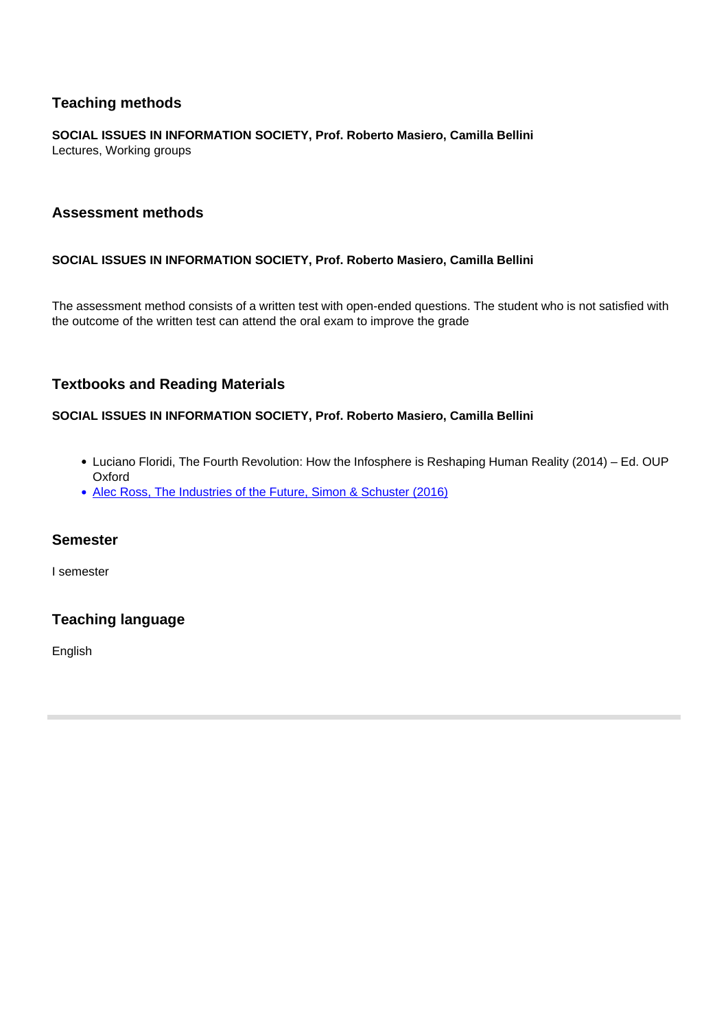## Teaching methods

**SOCIAL ISSUES IN INFORMATION SOCIETY, Prof. Roberto Masiero, Camilla Bellini**
Lectures, Working groups

## Assessment methods

**SOCIAL ISSUES IN INFORMATION SOCIETY, Prof. Roberto Masiero, Camilla Bellini**

The assessment method consists of a written test with open-ended questions. The student who is not satisfied with the outcome of the written test can attend the oral exam to improve the grade

## Textbooks and Reading Materials

**SOCIAL ISSUES IN INFORMATION SOCIETY, Prof. Roberto Masiero, Camilla Bellini**

- Luciano Floridi, The Fourth Revolution: How the Infosphere is Reshaping Human Reality (2014) – Ed. OUP Oxford
- Alec Ross, The Industries of the Future, Simon & Schuster (2016)

## Semester

I semester

## Teaching language

English